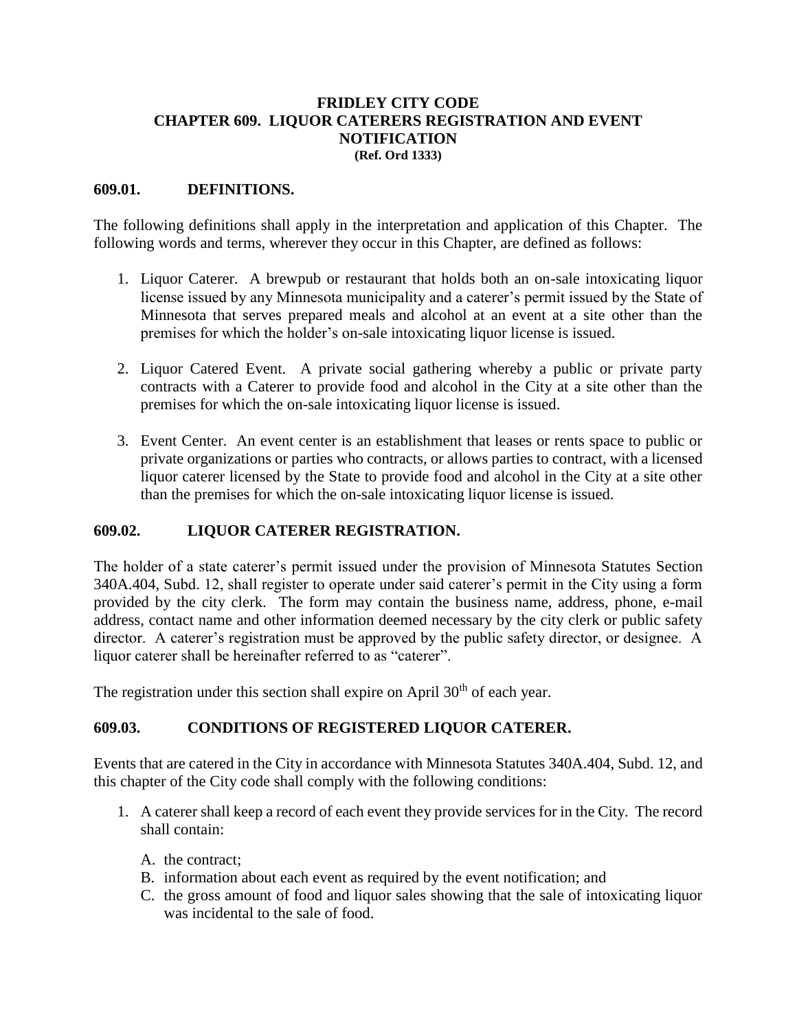# FRIDLEY CITY CODE
# CHAPTER 609. LIQUOR CATERERS REGISTRATION AND EVENT NOTIFICATION

**(Ref. Ord 1333)**

## 609.01. DEFINITIONS.

The following definitions shall apply in the interpretation and application of this Chapter. The following words and terms, wherever they occur in this Chapter, are defined as follows:

1. Liquor Caterer. A brewpub or restaurant that holds both an on-sale intoxicating liquor license issued by any Minnesota municipality and a caterer's permit issued by the State of Minnesota that serves prepared meals and alcohol at an event at a site other than the premises for which the holder's on-sale intoxicating liquor license is issued.

2. Liquor Catered Event. A private social gathering whereby a public or private party contracts with a Caterer to provide food and alcohol in the City at a site other than the premises for which the on-sale intoxicating liquor license is issued.

3. Event Center. An event center is an establishment that leases or rents space to public or private organizations or parties who contracts, or allows parties to contract, with a licensed liquor caterer licensed by the State to provide food and alcohol in the City at a site other than the premises for which the on-sale intoxicating liquor license is issued.

## 609.02. LIQUOR CATERER REGISTRATION.

The holder of a state caterer's permit issued under the provision of Minnesota Statutes Section 340A.404, Subd. 12, shall register to operate under said caterer's permit in the City using a form provided by the city clerk. The form may contain the business name, address, phone, e-mail address, contact name and other information deemed necessary by the city clerk or public safety director. A caterer's registration must be approved by the public safety director, or designee. A liquor caterer shall be hereinafter referred to as "caterer".

The registration under this section shall expire on April 30th of each year.

## 609.03. CONDITIONS OF REGISTERED LIQUOR CATERER.

Events that are catered in the City in accordance with Minnesota Statutes 340A.404, Subd. 12, and this chapter of the City code shall comply with the following conditions:

1. A caterer shall keep a record of each event they provide services for in the City. The record shall contain:

   A. the contract;
   B. information about each event as required by the event notification; and
   C. the gross amount of food and liquor sales showing that the sale of intoxicating liquor was incidental to the sale of food.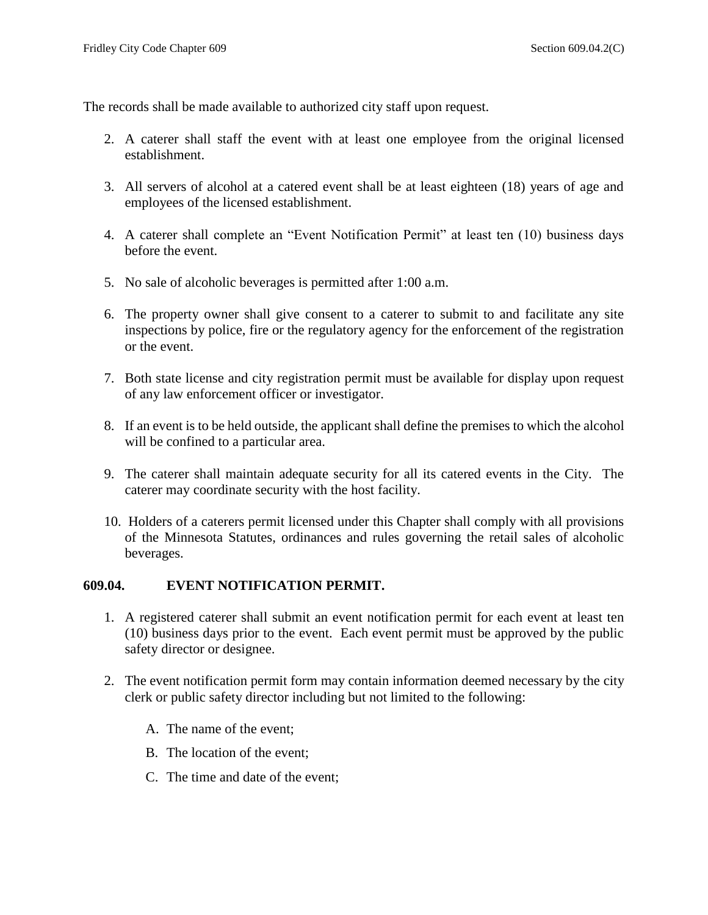The records shall be made available to authorized city staff upon request.

2. A caterer shall staff the event with at least one employee from the original licensed establishment.

3. All servers of alcohol at a catered event shall be at least eighteen (18) years of age and employees of the licensed establishment.

4. A caterer shall complete an "Event Notification Permit" at least ten (10) business days before the event.

5. No sale of alcoholic beverages is permitted after 1:00 a.m.

6. The property owner shall give consent to a caterer to submit to and facilitate any site inspections by police, fire or the regulatory agency for the enforcement of the registration or the event.

7. Both state license and city registration permit must be available for display upon request of any law enforcement officer or investigator.

8. If an event is to be held outside, the applicant shall define the premises to which the alcohol will be confined to a particular area.

9. The caterer shall maintain adequate security for all its catered events in the City. The caterer may coordinate security with the host facility.

10. Holders of a caterers permit licensed under this Chapter shall comply with all provisions of the Minnesota Statutes, ordinances and rules governing the retail sales of alcoholic beverages.

## 609.04. EVENT NOTIFICATION PERMIT.

1. A registered caterer shall submit an event notification permit for each event at least ten (10) business days prior to the event. Each event permit must be approved by the public safety director or designee.

2. The event notification permit form may contain information deemed necessary by the city clerk or public safety director including but not limited to the following:

   A. The name of the event;

   B. The location of the event;

   C. The time and date of the event;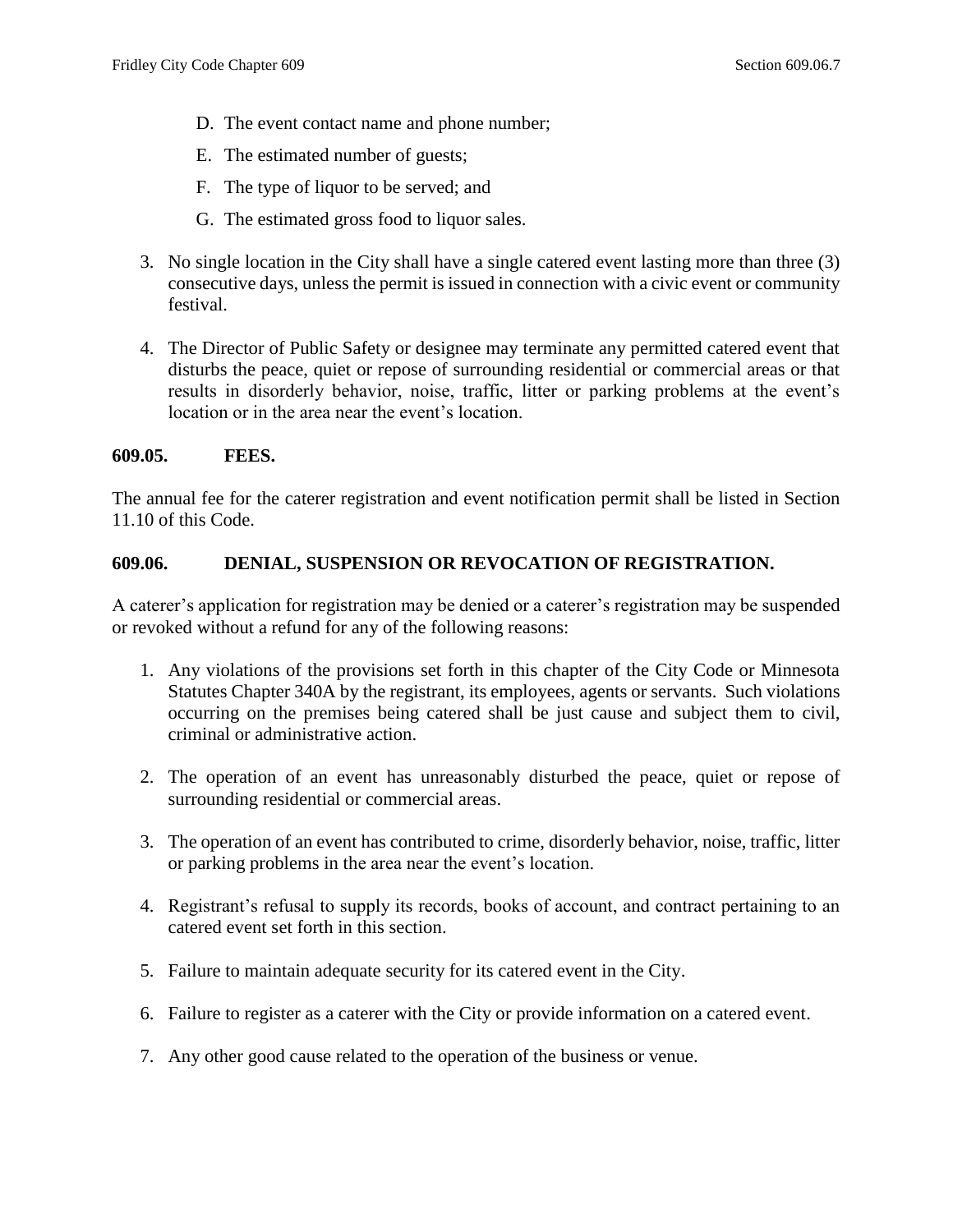D. The event contact name and phone number;

E. The estimated number of guests;

F. The type of liquor to be served; and

G. The estimated gross food to liquor sales.

3. No single location in the City shall have a single catered event lasting more than three (3) consecutive days, unless the permit is issued in connection with a civic event or community festival.

4. The Director of Public Safety or designee may terminate any permitted catered event that disturbs the peace, quiet or repose of surrounding residential or commercial areas or that results in disorderly behavior, noise, traffic, litter or parking problems at the event's location or in the area near the event's location.

## 609.05. FEES.

The annual fee for the caterer registration and event notification permit shall be listed in Section 11.10 of this Code.

## 609.06. DENIAL, SUSPENSION OR REVOCATION OF REGISTRATION.

A caterer's application for registration may be denied or a caterer's registration may be suspended or revoked without a refund for any of the following reasons:

1. Any violations of the provisions set forth in this chapter of the City Code or Minnesota Statutes Chapter 340A by the registrant, its employees, agents or servants. Such violations occurring on the premises being catered shall be just cause and subject them to civil, criminal or administrative action.

2. The operation of an event has unreasonably disturbed the peace, quiet or repose of surrounding residential or commercial areas.

3. The operation of an event has contributed to crime, disorderly behavior, noise, traffic, litter or parking problems in the area near the event's location.

4. Registrant's refusal to supply its records, books of account, and contract pertaining to an catered event set forth in this section.

5. Failure to maintain adequate security for its catered event in the City.

6. Failure to register as a caterer with the City or provide information on a catered event.

7. Any other good cause related to the operation of the business or venue.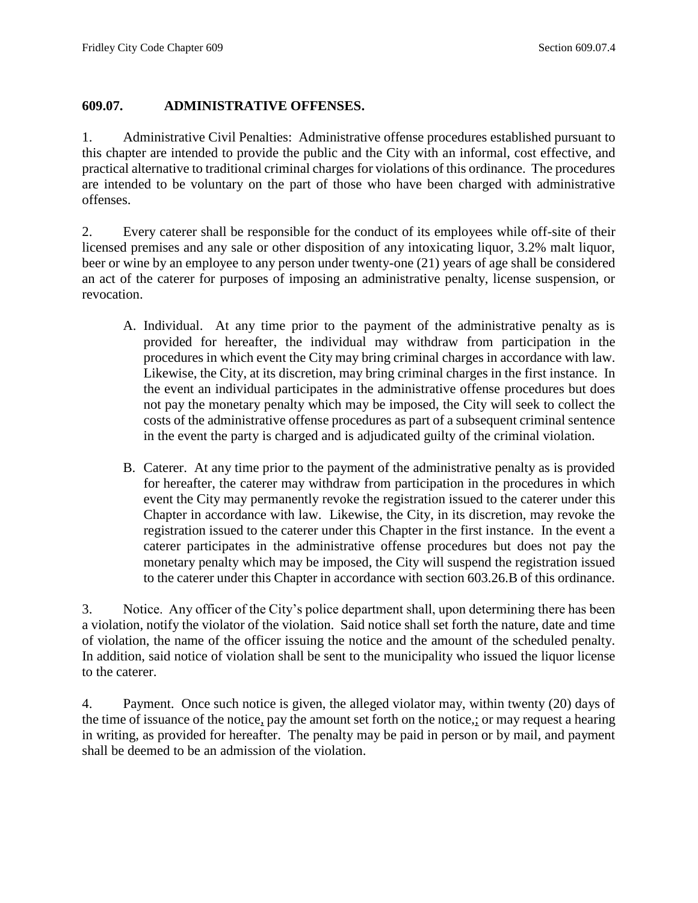## 609.07. ADMINISTRATIVE OFFENSES.

1. Administrative Civil Penalties: Administrative offense procedures established pursuant to this chapter are intended to provide the public and the City with an informal, cost effective, and practical alternative to traditional criminal charges for violations of this ordinance. The procedures are intended to be voluntary on the part of those who have been charged with administrative offenses.

2. Every caterer shall be responsible for the conduct of its employees while off-site of their licensed premises and any sale or other disposition of any intoxicating liquor, 3.2% malt liquor, beer or wine by an employee to any person under twenty-one (21) years of age shall be considered an act of the caterer for purposes of imposing an administrative penalty, license suspension, or revocation.

   A. Individual. At any time prior to the payment of the administrative penalty as is provided for hereafter, the individual may withdraw from participation in the procedures in which event the City may bring criminal charges in accordance with law. Likewise, the City, at its discretion, may bring criminal charges in the first instance. In the event an individual participates in the administrative offense procedures but does not pay the monetary penalty which may be imposed, the City will seek to collect the costs of the administrative offense procedures as part of a subsequent criminal sentence in the event the party is charged and is adjudicated guilty of the criminal violation.

   B. Caterer. At any time prior to the payment of the administrative penalty as is provided for hereafter, the caterer may withdraw from participation in the procedures in which event the City may permanently revoke the registration issued to the caterer under this Chapter in accordance with law. Likewise, the City, in its discretion, may revoke the registration issued to the caterer under this Chapter in the first instance. In the event a caterer participates in the administrative offense procedures but does not pay the monetary penalty which may be imposed, the City will suspend the registration issued to the caterer under this Chapter in accordance with section 603.26.B of this ordinance.

3. Notice. Any officer of the City's police department shall, upon determining there has been a violation, notify the violator of the violation. Said notice shall set forth the nature, date and time of violation, the name of the officer issuing the notice and the amount of the scheduled penalty. In addition, said notice of violation shall be sent to the municipality who issued the liquor license to the caterer.

4. Payment. Once such notice is given, the alleged violator may, within twenty (20) days of the time of issuance of the notice, pay the amount set forth on the notice,; or may request a hearing in writing, as provided for hereafter. The penalty may be paid in person or by mail, and payment shall be deemed to be an admission of the violation.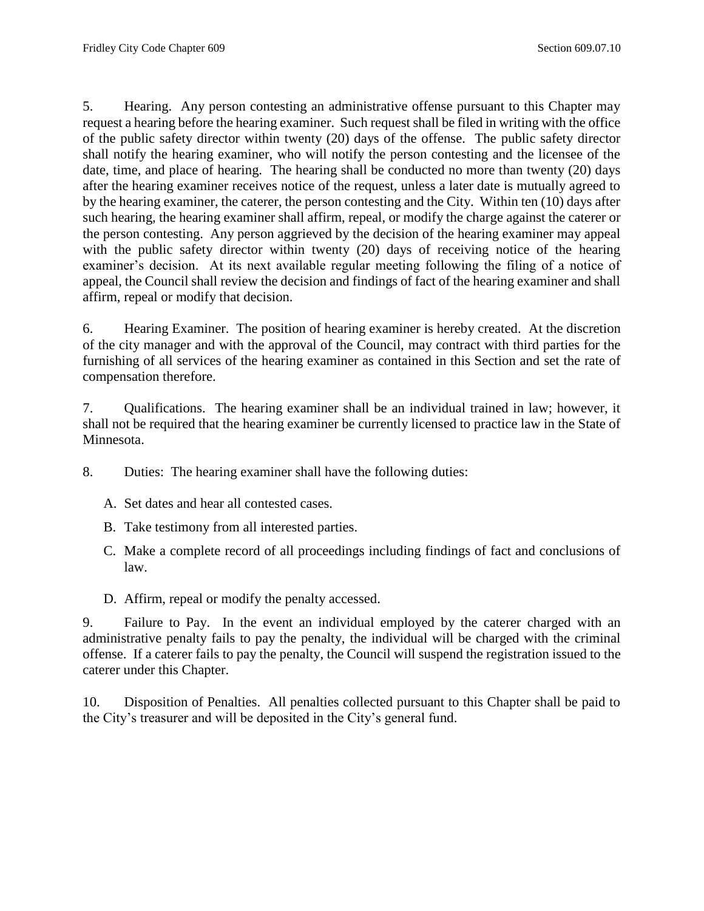5. Hearing. Any person contesting an administrative offense pursuant to this Chapter may request a hearing before the hearing examiner. Such request shall be filed in writing with the office of the public safety director within twenty (20) days of the offense. The public safety director shall notify the hearing examiner, who will notify the person contesting and the licensee of the date, time, and place of hearing. The hearing shall be conducted no more than twenty (20) days after the hearing examiner receives notice of the request, unless a later date is mutually agreed to by the hearing examiner, the caterer, the person contesting and the City. Within ten (10) days after such hearing, the hearing examiner shall affirm, repeal, or modify the charge against the caterer or the person contesting. Any person aggrieved by the decision of the hearing examiner may appeal with the public safety director within twenty (20) days of receiving notice of the hearing examiner's decision. At its next available regular meeting following the filing of a notice of appeal, the Council shall review the decision and findings of fact of the hearing examiner and shall affirm, repeal or modify that decision.

6. Hearing Examiner. The position of hearing examiner is hereby created. At the discretion of the city manager and with the approval of the Council, may contract with third parties for the furnishing of all services of the hearing examiner as contained in this Section and set the rate of compensation therefore.

7. Qualifications. The hearing examiner shall be an individual trained in law; however, it shall not be required that the hearing examiner be currently licensed to practice law in the State of Minnesota.

8. Duties: The hearing examiner shall have the following duties:

   A. Set dates and hear all contested cases.

   B. Take testimony from all interested parties.

   C. Make a complete record of all proceedings including findings of fact and conclusions of law.

   D. Affirm, repeal or modify the penalty accessed.

9. Failure to Pay. In the event an individual employed by the caterer charged with an administrative penalty fails to pay the penalty, the individual will be charged with the criminal offense. If a caterer fails to pay the penalty, the Council will suspend the registration issued to the caterer under this Chapter.

10. Disposition of Penalties. All penalties collected pursuant to this Chapter shall be paid to the City's treasurer and will be deposited in the City's general fund.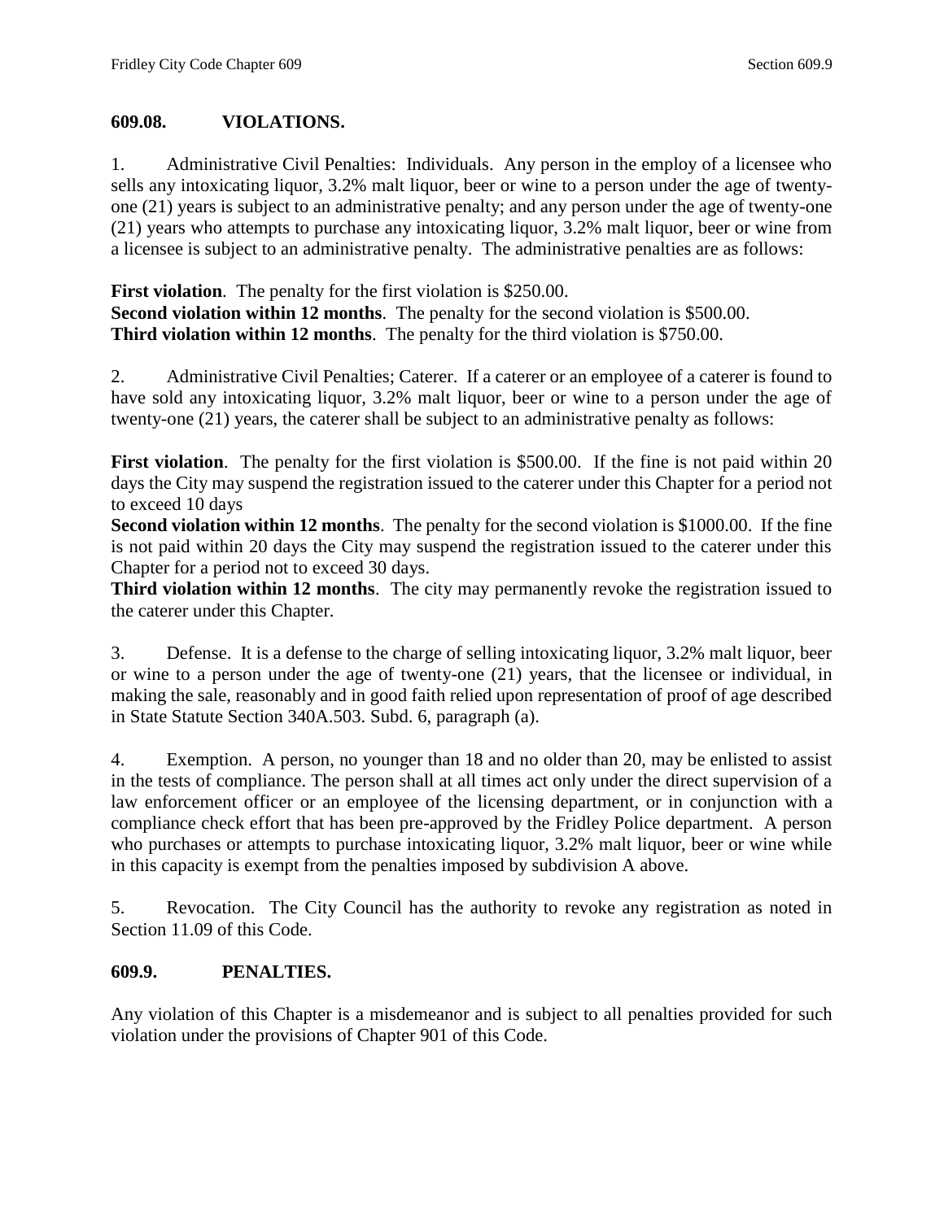## 609.08. VIOLATIONS.

1. Administrative Civil Penalties: Individuals. Any person in the employ of a licensee who sells any intoxicating liquor, 3.2% malt liquor, beer or wine to a person under the age of twenty-one (21) years is subject to an administrative penalty; and any person under the age of twenty-one (21) years who attempts to purchase any intoxicating liquor, 3.2% malt liquor, beer or wine from a licensee is subject to an administrative penalty. The administrative penalties are as follows:

**First violation**. The penalty for the first violation is $250.00.
**Second violation within 12 months**. The penalty for the second violation is $500.00.
**Third violation within 12 months**. The penalty for the third violation is $750.00.

2. Administrative Civil Penalties; Caterer. If a caterer or an employee of a caterer is found to have sold any intoxicating liquor, 3.2% malt liquor, beer or wine to a person under the age of twenty-one (21) years, the caterer shall be subject to an administrative penalty as follows:

**First violation**. The penalty for the first violation is $500.00. If the fine is not paid within 20 days the City may suspend the registration issued to the caterer under this Chapter for a period not to exceed 10 days
**Second violation within 12 months**. The penalty for the second violation is $1000.00. If the fine is not paid within 20 days the City may suspend the registration issued to the caterer under this Chapter for a period not to exceed 30 days.
**Third violation within 12 months**. The city may permanently revoke the registration issued to the caterer under this Chapter.

3. Defense. It is a defense to the charge of selling intoxicating liquor, 3.2% malt liquor, beer or wine to a person under the age of twenty-one (21) years, that the licensee or individual, in making the sale, reasonably and in good faith relied upon representation of proof of age described in State Statute Section 340A.503. Subd. 6, paragraph (a).

4. Exemption. A person, no younger than 18 and no older than 20, may be enlisted to assist in the tests of compliance. The person shall at all times act only under the direct supervision of a law enforcement officer or an employee of the licensing department, or in conjunction with a compliance check effort that has been pre-approved by the Fridley Police department. A person who purchases or attempts to purchase intoxicating liquor, 3.2% malt liquor, beer or wine while in this capacity is exempt from the penalties imposed by subdivision A above.

5. Revocation. The City Council has the authority to revoke any registration as noted in Section 11.09 of this Code.

## 609.9. PENALTIES.

Any violation of this Chapter is a misdemeanor and is subject to all penalties provided for such violation under the provisions of Chapter 901 of this Code.